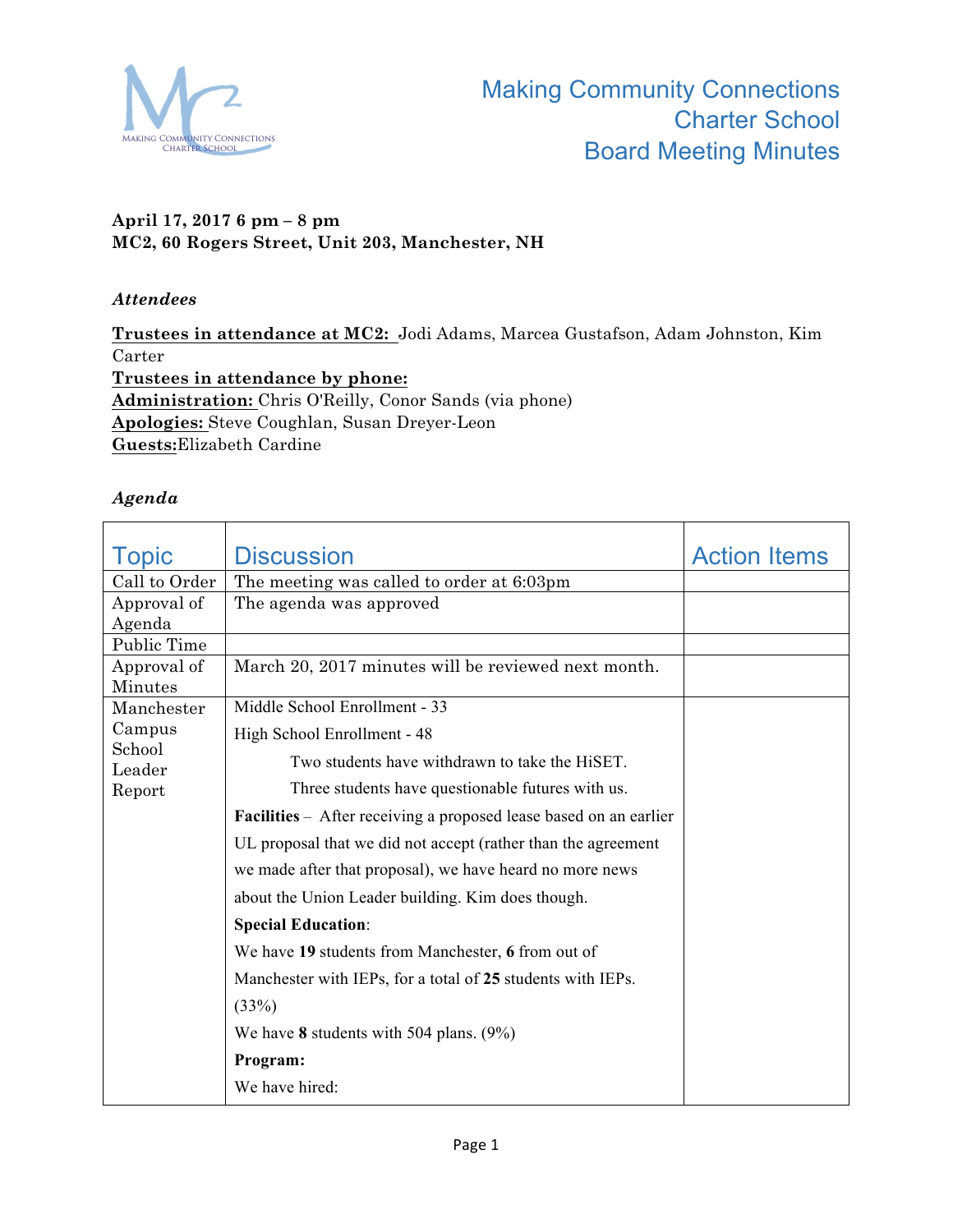# Making Community Connections Charter School Board Meeting Minutes

**April 17, 2017 6 pm – 8 pm**
**MC2, 60 Rogers Street, Unit 203, Manchester, NH**

***Attendees***

**Trustees in attendance at MC2:** Jodi Adams, Marcea Gustafson, Adam Johnston, Kim Carter
**Trustees in attendance by phone:**
**Administration:** Chris O'Reilly, Conor Sands (via phone)
**Apologies:** Steve Coughlan, Susan Dreyer-Leon
**Guests:** Elizabeth Cardine

***Agenda***

| Topic | Discussion | Action Items |
|---|---|---|
| Call to Order | The meeting was called to order at 6:03pm | |
| Approval of Agenda | The agenda was approved | |
| Public Time | | |
| Approval of Minutes | March 20, 2017 minutes will be reviewed next month. | |
| Manchester Campus School Leader Report | Middle School Enrollment - 33<br>High School Enrollment - 48<br>Two students have withdrawn to take the HiSET.<br>Three students have questionable futures with us.<br>**Facilities** – After receiving a proposed lease based on an earlier UL proposal that we did not accept (rather than the agreement we made after that proposal), we have heard no more news about the Union Leader building. Kim does though.<br>**Special Education**:<br>We have **19** students from Manchester, **6** from out of Manchester with IEPs, for a total of **25** students with IEPs. (33%)<br>We have **8** students with 504 plans. (9%)<br>**Program:**<br>We have hired: | |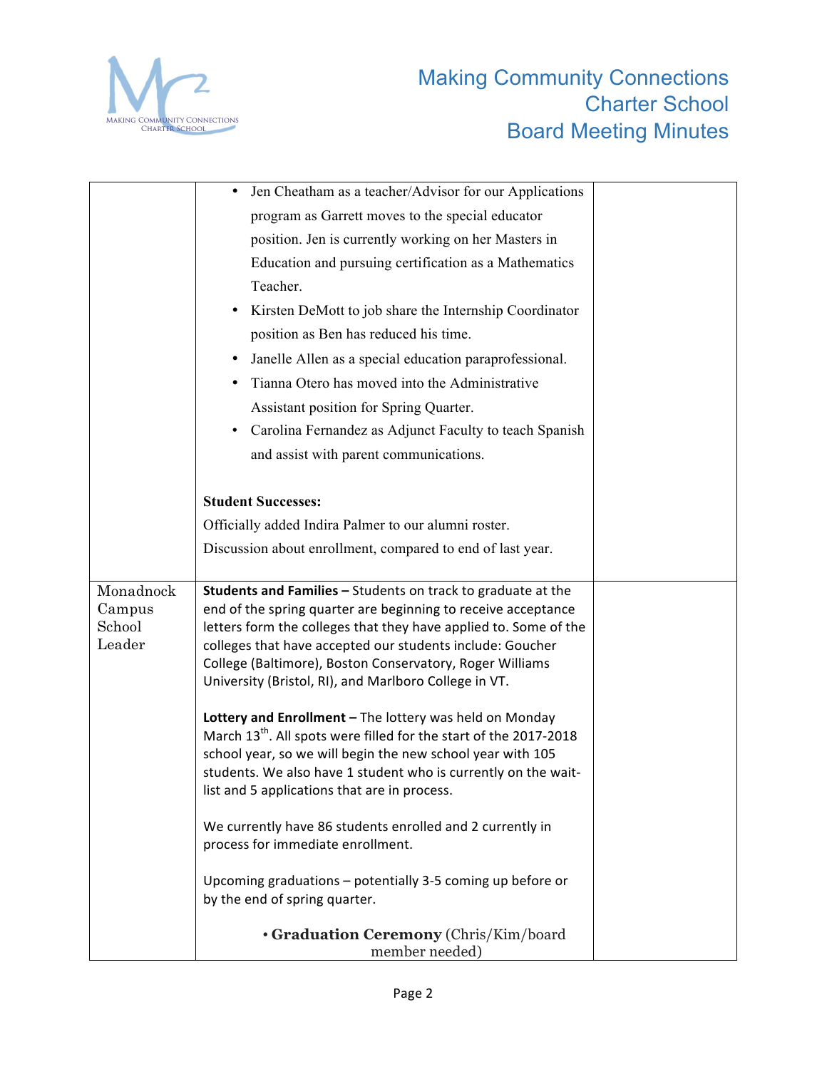| | | |
|---|---|---|
| | • Jen Cheatham as a teacher/Advisor for our Applications program as Garrett moves to the special educator position. Jen is currently working on her Masters in Education and pursuing certification as a Mathematics Teacher.<br>• Kirsten DeMott to job share the Internship Coordinator position as Ben has reduced his time.<br>• Janelle Allen as a special education paraprofessional.<br>• Tianna Otero has moved into the Administrative Assistant position for Spring Quarter.<br>• Carolina Fernandez as Adjunct Faculty to teach Spanish and assist with parent communications.<br><br>**Student Successes:**<br>Officially added Indira Palmer to our alumni roster.<br>Discussion about enrollment, compared to end of last year. | |
| Monadnock Campus School Leader | **Students and Families –** Students on track to graduate at the end of the spring quarter are beginning to receive acceptance letters form the colleges that they have applied to. Some of the colleges that have accepted our students include: Goucher College (Baltimore), Boston Conservatory, Roger Williams University (Bristol, RI), and Marlboro College in VT.<br><br>**Lottery and Enrollment –** The lottery was held on Monday March 13th. All spots were filled for the start of the 2017-2018 school year, so we will begin the new school year with 105 students. We also have 1 student who is currently on the wait-list and 5 applications that are in process.<br><br>We currently have 86 students enrolled and 2 currently in process for immediate enrollment.<br><br>Upcoming graduations – potentially 3-5 coming up before or by the end of spring quarter.<br><br>• **Graduation Ceremony** (Chris/Kim/board member needed) | |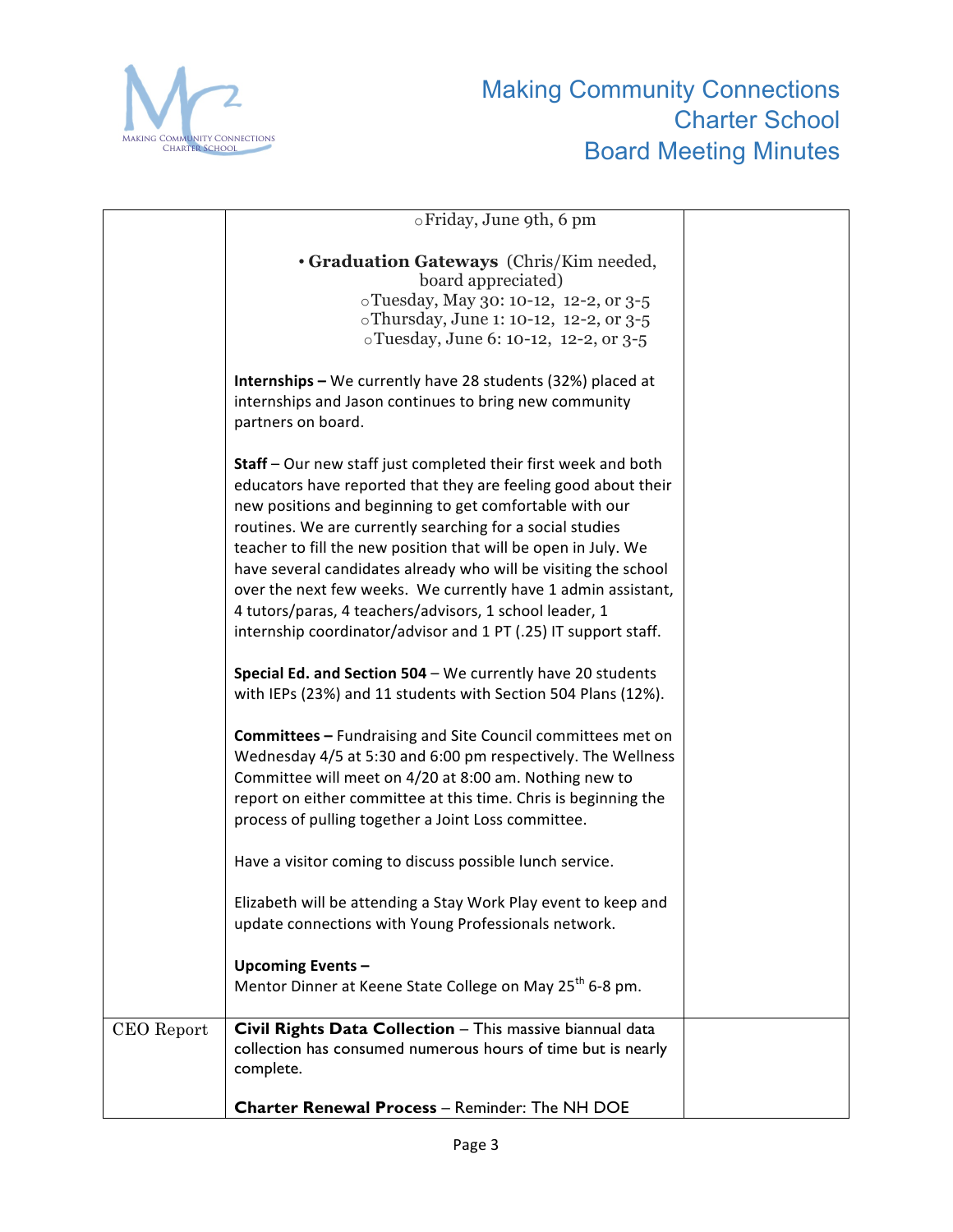| | | |
|---|---|---|
| | ○Friday, June 9th, 6 pm<br><br>• **Graduation Gateways** (Chris/Kim needed, board appreciated)<br>○Tuesday, May 30: 10-12, 12-2, or 3-5<br>○Thursday, June 1: 10-12, 12-2, or 3-5<br>○Tuesday, June 6: 10-12, 12-2, or 3-5<br><br>**Internships –** We currently have 28 students (32%) placed at internships and Jason continues to bring new community partners on board.<br><br>**Staff** – Our new staff just completed their first week and both educators have reported that they are feeling good about their new positions and beginning to get comfortable with our routines. We are currently searching for a social studies teacher to fill the new position that will be open in July. We have several candidates already who will be visiting the school over the next few weeks. We currently have 1 admin assistant, 4 tutors/paras, 4 teachers/advisors, 1 school leader, 1 internship coordinator/advisor and 1 PT (.25) IT support staff.<br><br>**Special Ed. and Section 504** – We currently have 20 students with IEPs (23%) and 11 students with Section 504 Plans (12%).<br><br>**Committees –** Fundraising and Site Council committees met on Wednesday 4/5 at 5:30 and 6:00 pm respectively. The Wellness Committee will meet on 4/20 at 8:00 am. Nothing new to report on either committee at this time. Chris is beginning the process of pulling together a Joint Loss committee.<br><br>Have a visitor coming to discuss possible lunch service.<br><br>Elizabeth will be attending a Stay Work Play event to keep and update connections with Young Professionals network.<br><br>**Upcoming Events –**<br>Mentor Dinner at Keene State College on May 25th 6-8 pm. | |
| CEO Report | **Civil Rights Data Collection** – This massive biannual data collection has consumed numerous hours of time but is nearly complete.<br><br>**Charter Renewal Process** – Reminder: The NH DOE | |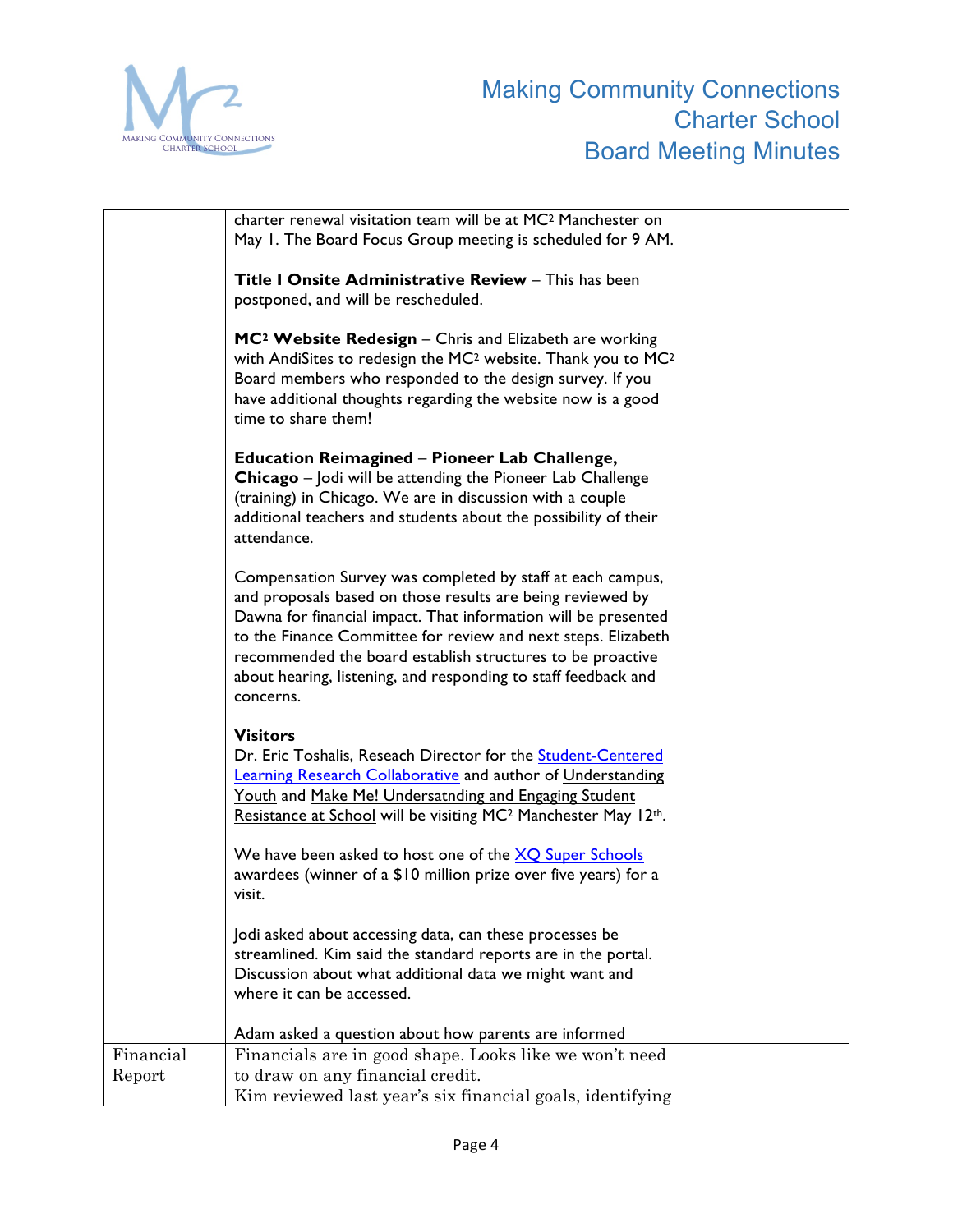| | | |
|---|---|---|
| | charter renewal visitation team will be at MC² Manchester on May 1. The Board Focus Group meeting is scheduled for 9 AM.<br><br>**Title I Onsite Administrative Review** – This has been postponed, and will be rescheduled.<br><br>**MC² Website Redesign** – Chris and Elizabeth are working with AndiSites to redesign the MC² website. Thank you to MC² Board members who responded to the design survey. If you have additional thoughts regarding the website now is a good time to share them!<br><br>**Education Reimagined** – **Pioneer Lab Challenge, Chicago** – Jodi will be attending the Pioneer Lab Challenge (training) in Chicago. We are in discussion with a couple additional teachers and students about the possibility of their attendance.<br><br>Compensation Survey was completed by staff at each campus, and proposals based on those results are being reviewed by Dawna for financial impact. That information will be presented to the Finance Committee for review and next steps. Elizabeth recommended the board establish structures to be proactive about hearing, listening, and responding to staff feedback and concerns.<br><br>**Visitors**<br>Dr. Eric Toshalis, Reseach Director for the Student-Centered Learning Research Collaborative and author of Understanding Youth and Make Me! Undersatnding and Engaging Student Resistance at School will be visiting MC² Manchester May 12th.<br><br>We have been asked to host one of the XQ Super Schools awardees (winner of a $10 million prize over five years) for a visit.<br><br>Jodi asked about accessing data, can these processes be streamlined. Kim said the standard reports are in the portal. Discussion about what additional data we might want and where it can be accessed.<br><br>Adam asked a question about how parents are informed | |
| Financial Report | Financials are in good shape. Looks like we won't need to draw on any financial credit.<br>Kim reviewed last year's six financial goals, identifying | |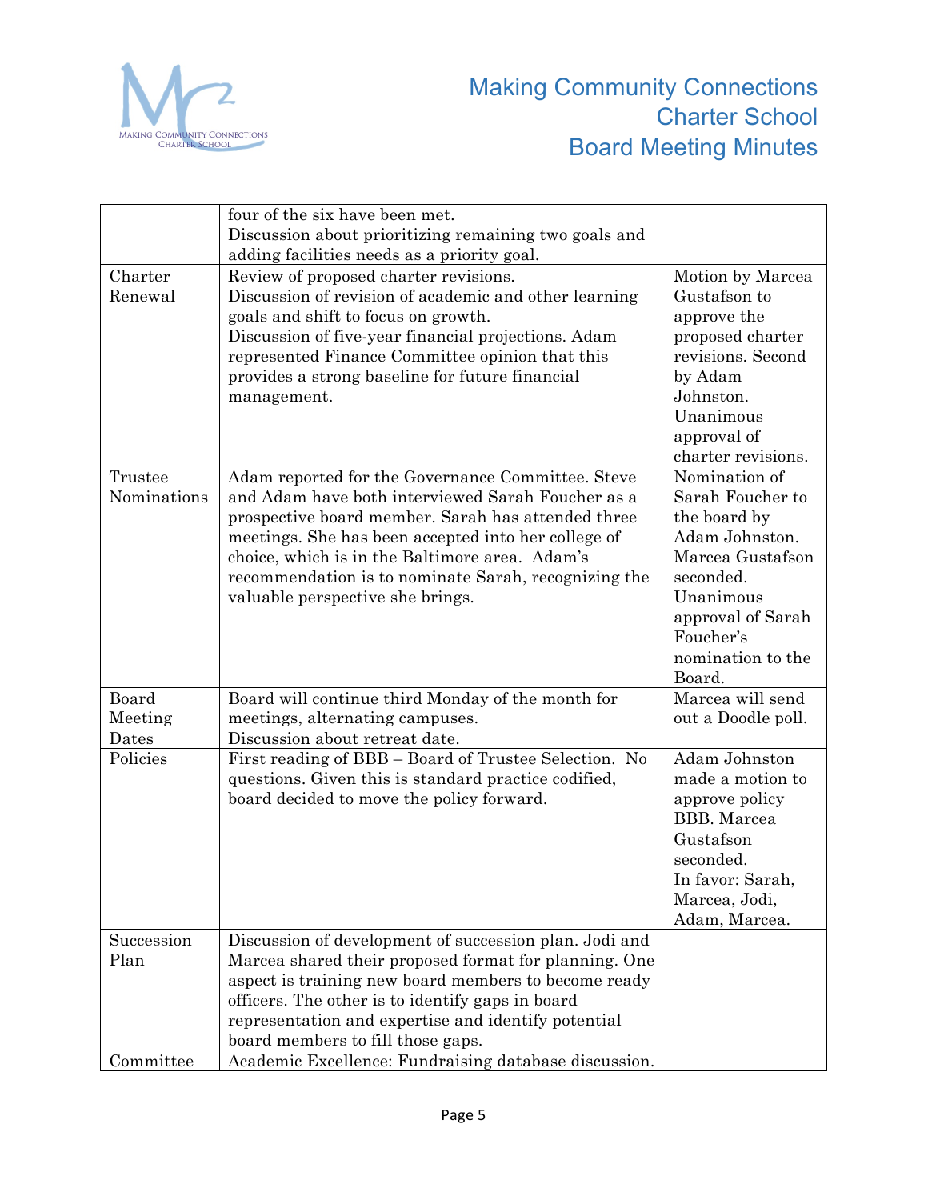| | | |
|---|---|---|
| | four of the six have been met.<br>Discussion about prioritizing remaining two goals and adding facilities needs as a priority goal. | |
| Charter Renewal | Review of proposed charter revisions.<br>Discussion of revision of academic and other learning goals and shift to focus on growth.<br>Discussion of five-year financial projections. Adam represented Finance Committee opinion that this provides a strong baseline for future financial management. | Motion by Marcea Gustafson to approve the proposed charter revisions. Second by Adam Johnston. Unanimous approval of charter revisions. |
| Trustee Nominations | Adam reported for the Governance Committee. Steve and Adam have both interviewed Sarah Foucher as a prospective board member. Sarah has attended three meetings. She has been accepted into her college of choice, which is in the Baltimore area. Adam's recommendation is to nominate Sarah, recognizing the valuable perspective she brings. | Nomination of Sarah Foucher to the board by Adam Johnston. Marcea Gustafson seconded. Unanimous approval of Sarah Foucher's nomination to the Board. |
| Board Meeting Dates | Board will continue third Monday of the month for meetings, alternating campuses.<br>Discussion about retreat date. | Marcea will send out a Doodle poll. |
| Policies | First reading of BBB – Board of Trustee Selection. No questions. Given this is standard practice codified, board decided to move the policy forward. | Adam Johnston made a motion to approve policy BBB. Marcea Gustafson seconded.<br>In favor: Sarah, Marcea, Jodi, Adam, Marcea. |
| Succession Plan | Discussion of development of succession plan. Jodi and Marcea shared their proposed format for planning. One aspect is training new board members to become ready officers. The other is to identify gaps in board representation and expertise and identify potential board members to fill those gaps. | |
| Committee | Academic Excellence: Fundraising database discussion. | |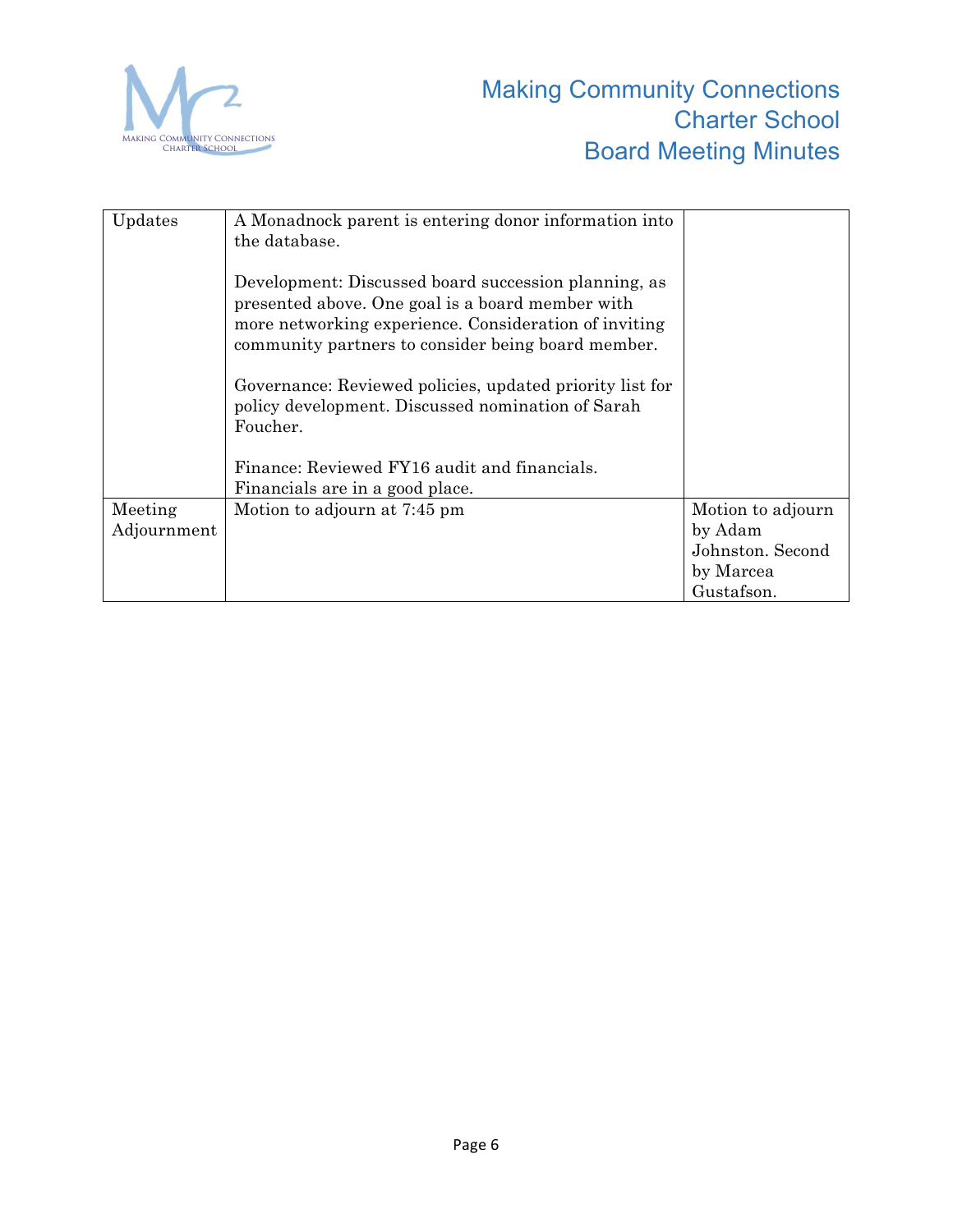| | | |
|---|---|---|
| Updates | A Monadnock parent is entering donor information into the database.<br><br>Development: Discussed board succession planning, as presented above. One goal is a board member with more networking experience. Consideration of inviting community partners to consider being board member.<br><br>Governance: Reviewed policies, updated priority list for policy development. Discussed nomination of Sarah Foucher.<br><br>Finance: Reviewed FY16 audit and financials. Financials are in a good place. | |
| Meeting Adjournment | Motion to adjourn at 7:45 pm | Motion to adjourn by Adam Johnston. Second by Marcea Gustafson. |